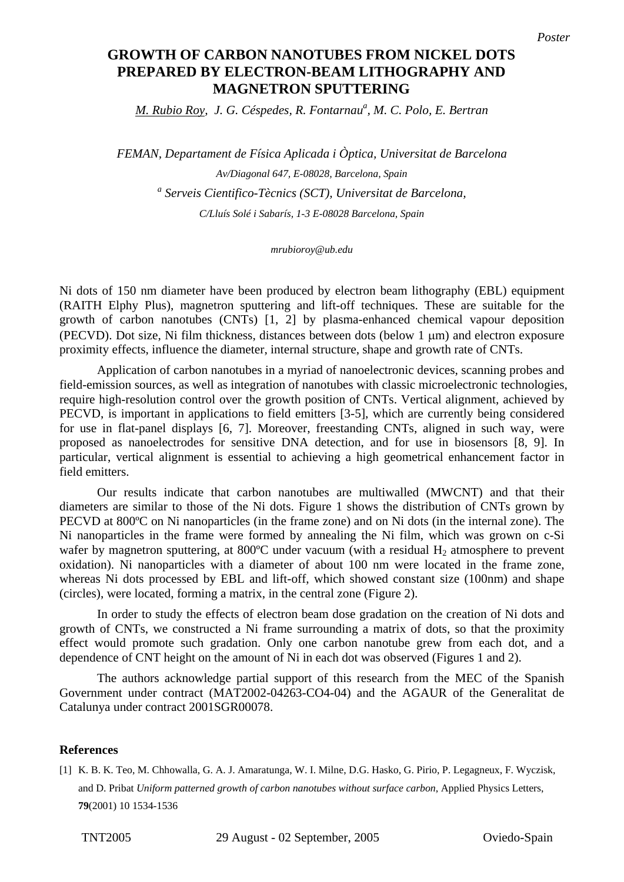*Poster*

# GROWTH OF CARBON NANOTUBES FROM NICKEL DOTS PREPARED BY ELECTRON-BEAM LITHOGRAPHY AND MAGNETRON SPUTTERING

*M. Rubio Roy, J. G. Céspedes, R. Fontarnau[a], M. C. Polo, E. Bertran*

*FEMAN, Departament de Física Aplicada i Òptica, Universitat de Barcelona*

*Av/Diagonal 647, E-08028, Barcelona, Spain*

*[a] Serveis Cientifico-Tècnics (SCT), Universitat de Barcelona,*

*C/Lluís Solé i Sabarís, 1-3 E-08028 Barcelona, Spain*

*mrubioroy@ub.edu*

Ni dots of 150 nm diameter have been produced by electron beam lithography (EBL) equipment (RAITH Elphy Plus), magnetron sputtering and lift-off techniques. These are suitable for the growth of carbon nanotubes (CNTs) [1, 2] by plasma-enhanced chemical vapour deposition (PECVD). Dot size, Ni film thickness, distances between dots (below 1 μm) and electron exposure proximity effects, influence the diameter, internal structure, shape and growth rate of CNTs.

Application of carbon nanotubes in a myriad of nanoelectronic devices, scanning probes and field-emission sources, as well as integration of nanotubes with classic microelectronic technologies, require high-resolution control over the growth position of CNTs. Vertical alignment, achieved by PECVD, is important in applications to field emitters [3-5], which are currently being considered for use in flat-panel displays [6, 7]. Moreover, freestanding CNTs, aligned in such way, were proposed as nanoelectrodes for sensitive DNA detection, and for use in biosensors [8, 9]. In particular, vertical alignment is essential to achieving a high geometrical enhancement factor in field emitters.

Our results indicate that carbon nanotubes are multiwalled (MWCNT) and that their diameters are similar to those of the Ni dots. Figure 1 shows the distribution of CNTs grown by PECVD at 800ºC on Ni nanoparticles (in the frame zone) and on Ni dots (in the internal zone). The Ni nanoparticles in the frame were formed by annealing the Ni film, which was grown on c-Si wafer by magnetron sputtering, at 800ºC under vacuum (with a residual $H_2$ atmosphere to prevent oxidation). Ni nanoparticles with a diameter of about 100 nm were located in the frame zone, whereas Ni dots processed by EBL and lift-off, which showed constant size (100nm) and shape (circles), were located, forming a matrix, in the central zone (Figure 2).

In order to study the effects of electron beam dose gradation on the creation of Ni dots and growth of CNTs, we constructed a Ni frame surrounding a matrix of dots, so that the proximity effect would promote such gradation. Only one carbon nanotube grew from each dot, and a dependence of CNT height on the amount of Ni in each dot was observed (Figures 1 and 2).

The authors acknowledge partial support of this research from the MEC of the Spanish Government under contract (MAT2002-04263-CO4-04) and the AGAUR of the Generalitat de Catalunya under contract 2001SGR00078.

## References

[1] K. B. K. Teo, M. Chhowalla, G. A. J. Amaratunga, W. I. Milne, D.G. Hasko, G. Pirio, P. Legagneux, F. Wyczisk, and D. Pribat *Uniform patterned growth of carbon nanotubes without surface carbon*, Applied Physics Letters, **79**(2001) 10 1534-1536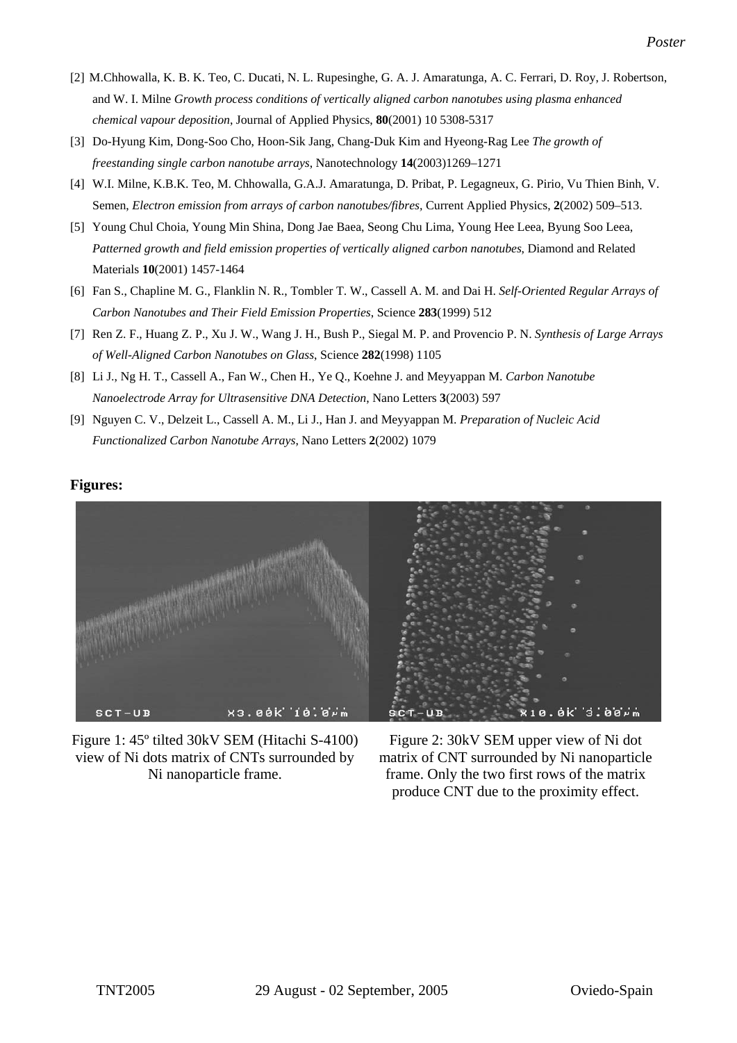[2] M.Chhowalla, K. B. K. Teo, C. Ducati, N. L. Rupesinghe, G. A. J. Amaratunga, A. C. Ferrari, D. Roy, J. Robertson, and W. I. Milne *Growth process conditions of vertically aligned carbon nanotubes using plasma enhanced chemical vapour deposition*, Journal of Applied Physics, **80**(2001) 10 5308-5317

[3] Do-Hyung Kim, Dong-Soo Cho, Hoon-Sik Jang, Chang-Duk Kim and Hyeong-Rag Lee *The growth of freestanding single carbon nanotube arrays*, Nanotechnology **14**(2003)1269–1271

[4] W.I. Milne, K.B.K. Teo, M. Chhowalla, G.A.J. Amaratunga, D. Pribat, P. Legagneux, G. Pirio, Vu Thien Binh, V. Semen, *Electron emission from arrays of carbon nanotubes/fibres*, Current Applied Physics, **2**(2002) 509–513.

[5] Young Chul Choia, Young Min Shina, Dong Jae Baea, Seong Chu Lima, Young Hee Leea, Byung Soo Leea, *Patterned growth and field emission properties of vertically aligned carbon nanotubes*, Diamond and Related Materials **10**(2001) 1457-1464

[6] Fan S., Chapline M. G., Flanklin N. R., Tombler T. W., Cassell A. M. and Dai H. *Self-Oriented Regular Arrays of Carbon Nanotubes and Their Field Emission Properties*, Science **283**(1999) 512

[7] Ren Z. F., Huang Z. P., Xu J. W., Wang J. H., Bush P., Siegal M. P. and Provencio P. N. *Synthesis of Large Arrays of Well-Aligned Carbon Nanotubes on Glass*, Science **282**(1998) 1105

[8] Li J., Ng H. T., Cassell A., Fan W., Chen H., Ye Q., Koehne J. and Meyyappan M. *Carbon Nanotube Nanoelectrode Array for Ultrasensitive DNA Detection*, Nano Letters **3**(2003) 597

[9] Nguyen C. V., Delzeit L., Cassell A. M., Li J., Han J. and Meyyappan M. *Preparation of Nucleic Acid Functionalized Carbon Nanotube Arrays*, Nano Letters **2**(2002) 1079

**Figures:**

Figure 1: 45º tilted 30kV SEM (Hitachi S-4100) view of Ni dots matrix of CNTs surrounded by Ni nanoparticle frame.

Figure 2: 30kV SEM upper view of Ni dot matrix of CNT surrounded by Ni nanoparticle frame. Only the two first rows of the matrix produce CNT due to the proximity effect.